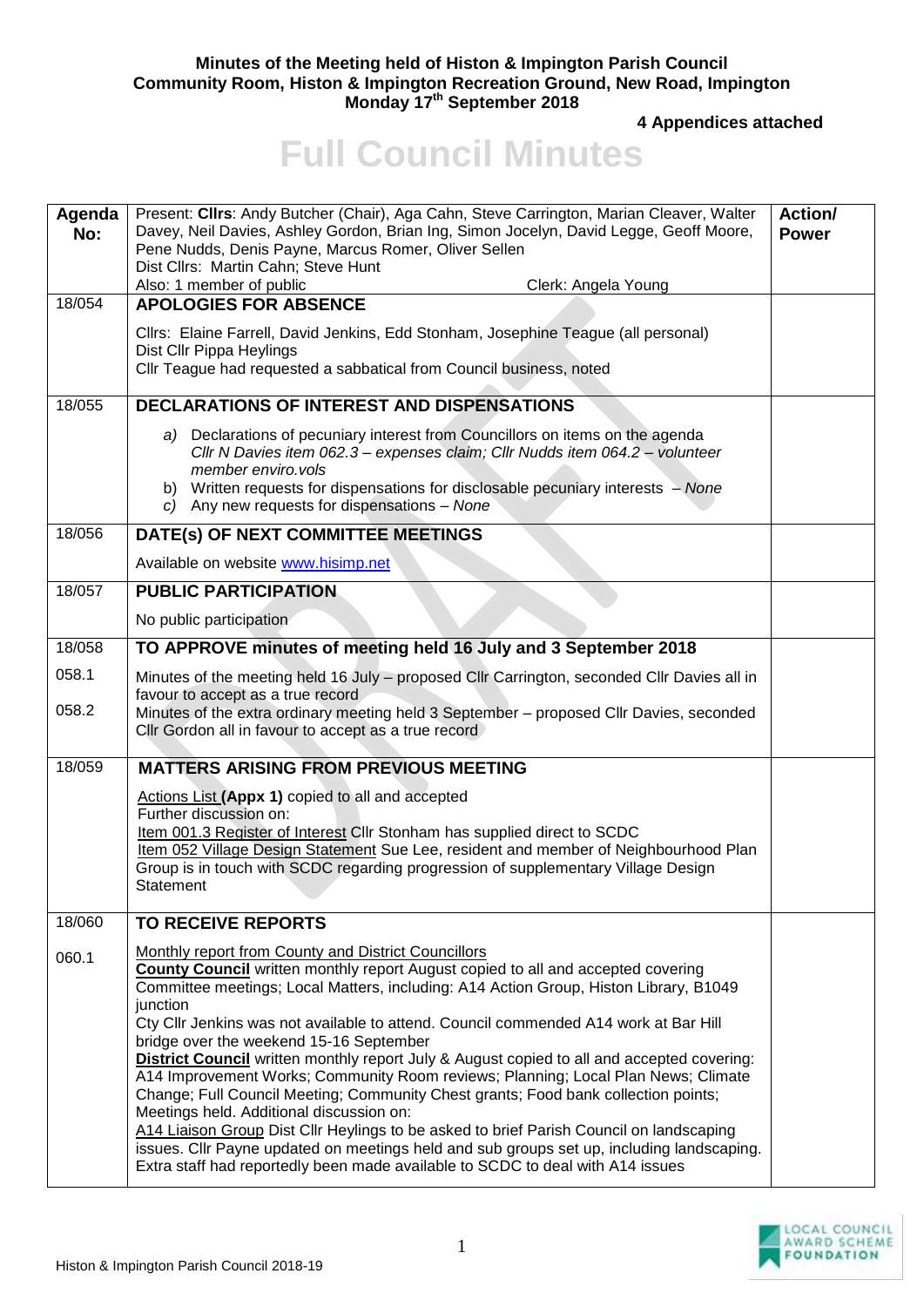**Minutes of the Meeting held of Histon & Impington Parish Council**
**Community Room, Histon & Impington Recreation Ground, New Road, Impington**
**Monday 17th September 2018**

**4 Appendices attached**

# Full Council Minutes

| Agenda No: | Present: **Cllrs**: Andy Butcher (Chair), Aga Cahn, Steve Carrington, Marian Cleaver, Walter Davey, Neil Davies, Ashley Gordon, Brian Ing, Simon Jocelyn, David Legge, Geoff Moore, Pene Nudds, Denis Payne, Marcus Romer, Oliver Sellen<br>Dist Cllrs: Martin Cahn; Steve Hunt<br>Also: 1 member of public Clerk: Angela Young | **Action/ Power** |
|---|---|---|
| 18/054 | **APOLOGIES FOR ABSENCE**<br><br>Cllrs: Elaine Farrell, David Jenkins, Edd Stonham, Josephine Teague (all personal)<br>Dist Cllr Pippa Heylings<br>Cllr Teague had requested a sabbatical from Council business, noted | |
| 18/055 | **DECLARATIONS OF INTEREST AND DISPENSATIONS**<br><br>*a)* Declarations of pecuniary interest from Councillors on items on the agenda *Cllr N Davies item 062.3 – expenses claim; Cllr Nudds item 064.2 – volunteer member enviro.vols*<br>b) Written requests for dispensations for disclosable pecuniary interests – *None*<br>*c)* Any new requests for dispensations – *None* | |
| 18/056 | **DATE(s) OF NEXT COMMITTEE MEETINGS**<br><br>Available on website www.hisimp.net | |
| 18/057 | **PUBLIC PARTICIPATION**<br><br>No public participation | |
| 18/058 | **TO APPROVE minutes of meeting held 16 July and 3 September 2018** | |
| 058.1<br><br>058.2 | Minutes of the meeting held 16 July – proposed Cllr Carrington, seconded Cllr Davies all in favour to accept as a true record<br>Minutes of the extra ordinary meeting held 3 September – proposed Cllr Davies, seconded Cllr Gordon all in favour to accept as a true record | |
| 18/059 | **MATTERS ARISING FROM PREVIOUS MEETING**<br><br>Actions List **(Appx 1)** copied to all and accepted<br>Further discussion on:<br>Item 001.3 Register of Interest Cllr Stonham has supplied direct to SCDC<br>Item 052 Village Design Statement Sue Lee, resident and member of Neighbourhood Plan Group is in touch with SCDC regarding progression of supplementary Village Design Statement | |
| 18/060 | **TO RECEIVE REPORTS** | |
| 060.1 | Monthly report from County and District Councillors<br>**County Council** written monthly report August copied to all and accepted covering Committee meetings; Local Matters, including: A14 Action Group, Histon Library, B1049 junction<br>Cty Cllr Jenkins was not available to attend. Council commended A14 work at Bar Hill bridge over the weekend 15-16 September<br>**District Council** written monthly report July & August copied to all and accepted covering: A14 Improvement Works; Community Room reviews; Planning; Local Plan News; Climate Change; Full Council Meeting; Community Chest grants; Food bank collection points; Meetings held. Additional discussion on:<br>A14 Liaison Group Dist Cllr Heylings to be asked to brief Parish Council on landscaping issues. Cllr Payne updated on meetings held and sub groups set up, including landscaping. Extra staff had reportedly been made available to SCDC to deal with A14 issues | |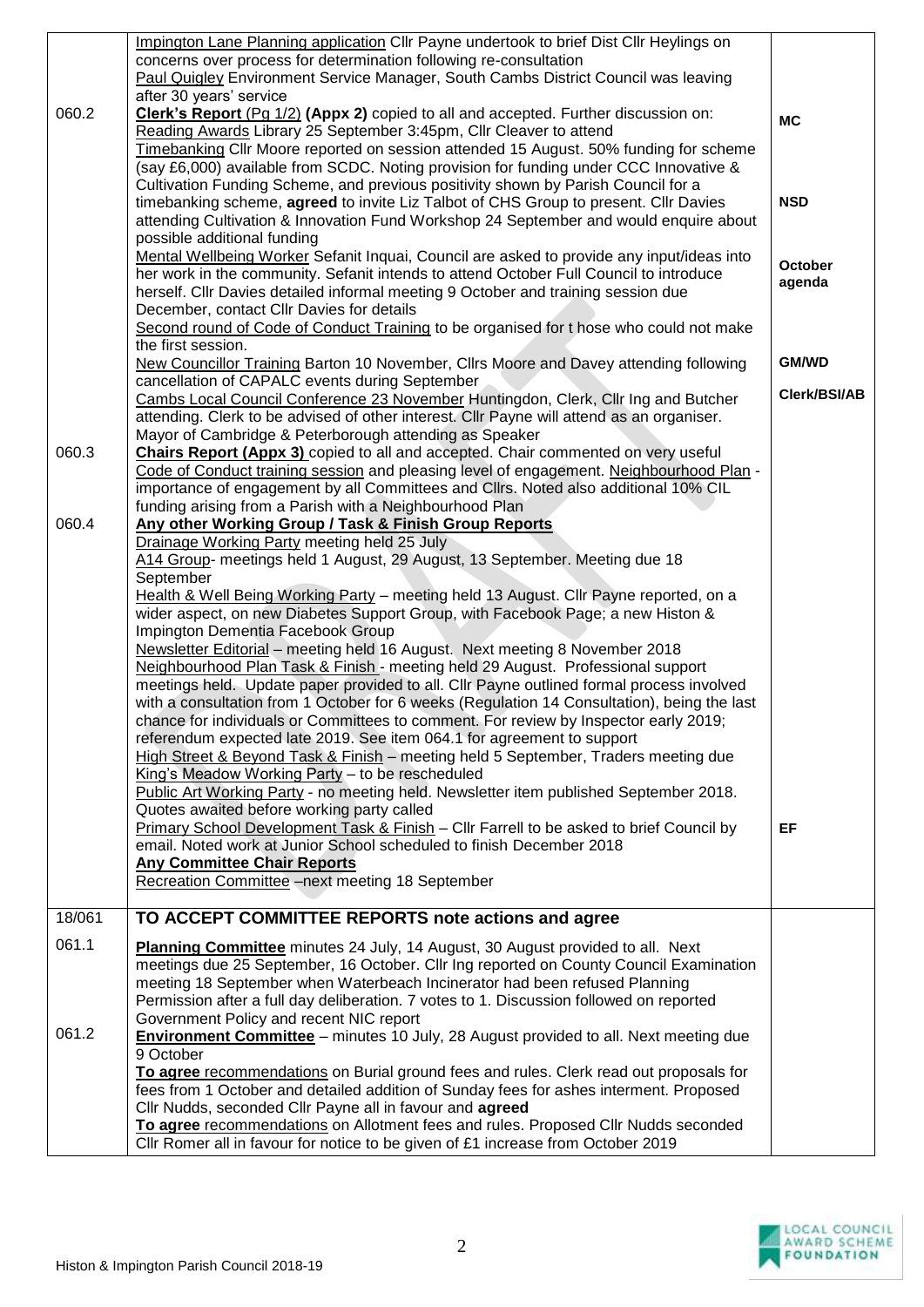| | | |
|---|---|---|
| | Impington Lane Planning application Cllr Payne undertook to brief Dist Cllr Heylings on concerns over process for determination following re-consultation<br>Paul Quigley Environment Service Manager, South Cambs District Council was leaving after 30 years' service | |
| 060.2 | **Clerk's Report** (Pg 1/2) **(Appx 2)** copied to all and accepted. Further discussion on:<br>Reading Awards Library 25 September 3:45pm, Cllr Cleaver to attend<br>Timebanking Cllr Moore reported on session attended 15 August. 50% funding for scheme (say £6,000) available from SCDC. Noting provision for funding under CCC Innovative & Cultivation Funding Scheme, and previous positivity shown by Parish Council for a timebanking scheme, **agreed** to invite Liz Talbot of CHS Group to present. Cllr Davies attending Cultivation & Innovation Fund Workshop 24 September and would enquire about possible additional funding<br>Mental Wellbeing Worker Sefanit Inquai, Council are asked to provide any input/ideas into her work in the community. Sefanit intends to attend October Full Council to introduce herself. Cllr Davies detailed informal meeting 9 October and training session due December, contact Cllr Davies for details<br>Second round of Code of Conduct Training to be organised for t hose who could not make the first session.<br>New Councillor Training Barton 10 November, Cllrs Moore and Davey attending following cancellation of CAPALC events during September<br>Cambs Local Council Conference 23 November Huntingdon, Clerk, Cllr Ing and Butcher attending. Clerk to be advised of other interest. Cllr Payne will attend as an organiser. Mayor of Cambridge & Peterborough attending as Speaker | **MC**<br><br>**NSD**<br><br>**October agenda**<br><br>**GM/WD**<br><br>**Clerk/BSI/AB** |
| 060.3 | **Chairs Report (Appx 3)** copied to all and accepted. Chair commented on very useful Code of Conduct training session and pleasing level of engagement. Neighbourhood Plan - importance of engagement by all Committees and Cllrs. Noted also additional 10% CIL funding arising from a Parish with a Neighbourhood Plan | |
| 060.4 | **Any other Working Group / Task & Finish Group Reports**<br>Drainage Working Party meeting held 25 July<br>A14 Group- meetings held 1 August, 29 August, 13 September. Meeting due 18 September<br>Health & Well Being Working Party – meeting held 13 August. Cllr Payne reported, on a wider aspect, on new Diabetes Support Group, with Facebook Page; a new Histon & Impington Dementia Facebook Group<br>Newsletter Editorial – meeting held 16 August. Next meeting 8 November 2018<br>Neighbourhood Plan Task & Finish - meeting held 29 August. Professional support meetings held. Update paper provided to all. Cllr Payne outlined formal process involved with a consultation from 1 October for 6 weeks (Regulation 14 Consultation), being the last chance for individuals or Committees to comment. For review by Inspector early 2019; referendum expected late 2019. See item 064.1 for agreement to support<br>High Street & Beyond Task & Finish – meeting held 5 September, Traders meeting due<br>King's Meadow Working Party – to be rescheduled<br>Public Art Working Party - no meeting held. Newsletter item published September 2018. Quotes awaited before working party called<br>Primary School Development Task & Finish – Cllr Farrell to be asked to brief Council by email. Noted work at Junior School scheduled to finish December 2018<br>**Any Committee Chair Reports**<br>Recreation Committee –next meeting 18 September | <br><br><br><br><br><br><br><br><br><br><br><br><br><br><br><br>**EF** |
| **18/061** | **TO ACCEPT COMMITTEE REPORTS note actions and agree** | |
| 061.1 | **Planning Committee** minutes 24 July, 14 August, 30 August provided to all. Next meetings due 25 September, 16 October. Cllr Ing reported on County Council Examination meeting 18 September when Waterbeach Incinerator had been refused Planning Permission after a full day deliberation. 7 votes to 1. Discussion followed on reported Government Policy and recent NIC report | |
| 061.2 | **Environment Committee** – minutes 10 July, 28 August provided to all. Next meeting due 9 October<br>**To agree** recommendations on Burial ground fees and rules. Clerk read out proposals for fees from 1 October and detailed addition of Sunday fees for ashes interment. Proposed Cllr Nudds, seconded Cllr Payne all in favour and **agreed**<br>**To agree** recommendations on Allotment fees and rules. Proposed Cllr Nudds seconded Cllr Romer all in favour for notice to be given of £1 increase from October 2019 | |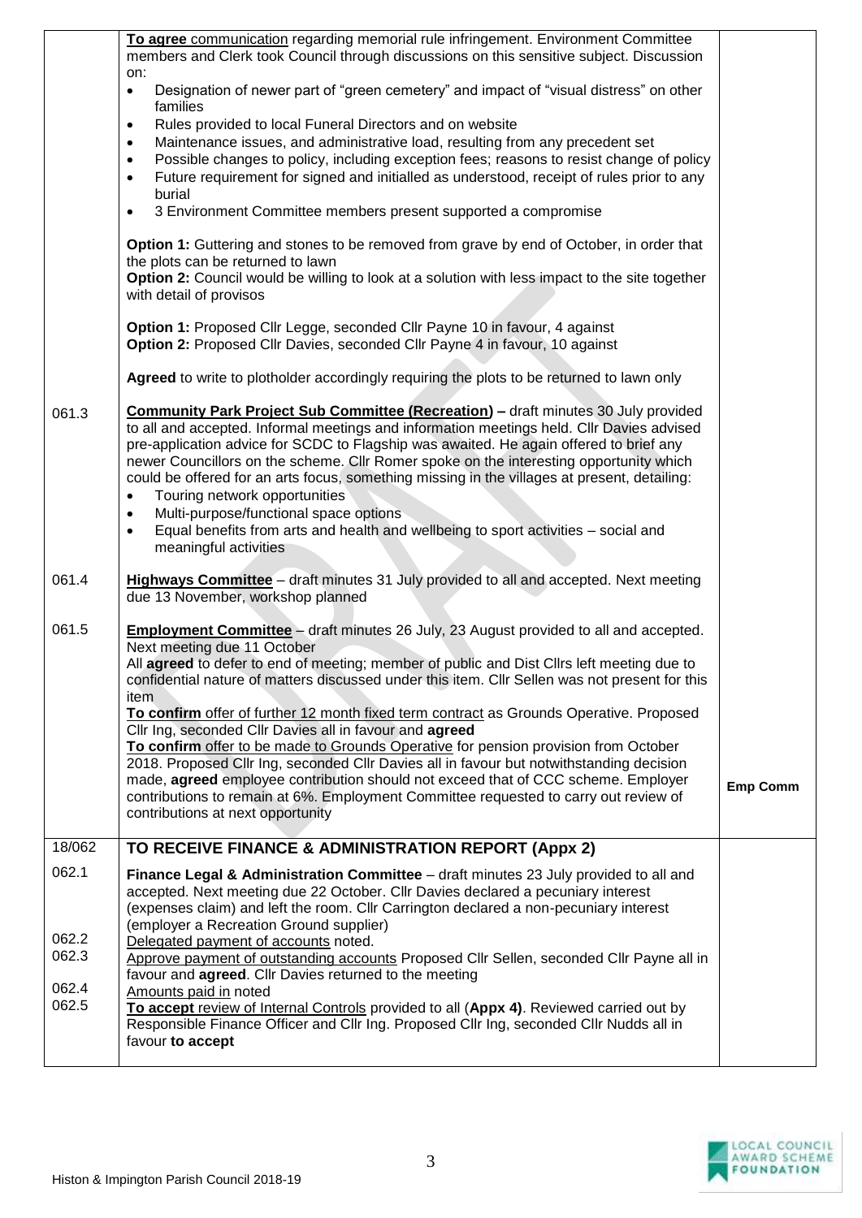| | | |
|---|---|---|
| | **To agree** <u>communication</u> regarding memorial rule infringement. Environment Committee members and Clerk took Council through discussions on this sensitive subject. Discussion on:<br>• Designation of newer part of "green cemetery" and impact of "visual distress" on other families<br>• Rules provided to local Funeral Directors and on website<br>• Maintenance issues, and administrative load, resulting from any precedent set<br>• Possible changes to policy, including exception fees; reasons to resist change of policy<br>• Future requirement for signed and initialled as understood, receipt of rules prior to any burial<br>• 3 Environment Committee members present supported a compromise<br><br>**Option 1:** Guttering and stones to be removed from grave by end of October, in order that the plots can be returned to lawn<br>**Option 2:** Council would be willing to look at a solution with less impact to the site together with detail of provisos<br><br>**Option 1:** Proposed Cllr Legge, seconded Cllr Payne 10 in favour, 4 against<br>**Option 2:** Proposed Cllr Davies, seconded Cllr Payne 4 in favour, 10 against<br><br>**Agreed** to write to plotholder accordingly requiring the plots to be returned to lawn only | |
| 061.3 | **<u>Community Park Project Sub Committee (Recreation)</u> –** draft minutes 30 July provided to all and accepted. Informal meetings and information meetings held. Cllr Davies advised pre-application advice for SCDC to Flagship was awaited. He again offered to brief any newer Councillors on the scheme. Cllr Romer spoke on the interesting opportunity which could be offered for an arts focus, something missing in the villages at present, detailing:<br>• Touring network opportunities<br>• Multi-purpose/functional space options<br>• Equal benefits from arts and health and wellbeing to sport activities – social and meaningful activities | |
| 061.4 | **<u>Highways Committee</u>** – draft minutes 31 July provided to all and accepted. Next meeting due 13 November, workshop planned | |
| 061.5 | **<u>Employment Committee</u>** – draft minutes 26 July, 23 August provided to all and accepted. Next meeting due 11 October<br>All **agreed** to defer to end of meeting; member of public and Dist Cllrs left meeting due to confidential nature of matters discussed under this item. Cllr Sellen was not present for this item<br>**<u>To confirm</u>** <u>offer of further 12 month fixed term contract</u> as Grounds Operative. Proposed Cllr Ing, seconded Cllr Davies all in favour and **agreed**<br>**<u>To confirm</u>** <u>offer to be made to Grounds Operative</u> for pension provision from October 2018. Proposed Cllr Ing, seconded Cllr Davies all in favour but notwithstanding decision made, **agreed** employee contribution should not exceed that of CCC scheme. Employer contributions to remain at 6%. Employment Committee requested to carry out review of contributions at next opportunity | **Emp Comm** |
| 18/062 | **TO RECEIVE FINANCE & ADMINISTRATION REPORT (Appx 2)** | |
| 062.1<br><br><br><br>062.2<br>062.3<br><br>062.4<br>062.5 | **Finance Legal & Administration Committee** – draft minutes 23 July provided to all and accepted. Next meeting due 22 October. Cllr Davies declared a pecuniary interest (expenses claim) and left the room. Cllr Carrington declared a non-pecuniary interest (employer a Recreation Ground supplier)<br><u>Delegated payment of accounts</u> noted.<br><u>Approve payment of outstanding accounts</u> Proposed Cllr Sellen, seconded Cllr Payne all in favour and **agreed**. Cllr Davies returned to the meeting<br><u>Amounts paid in</u> noted<br>**<u>To accept</u>** <u>review of Internal Controls</u> provided to all (**Appx 4**). Reviewed carried out by Responsible Finance Officer and Cllr Ing. Proposed Cllr Ing, seconded Cllr Nudds all in favour **to accept** | |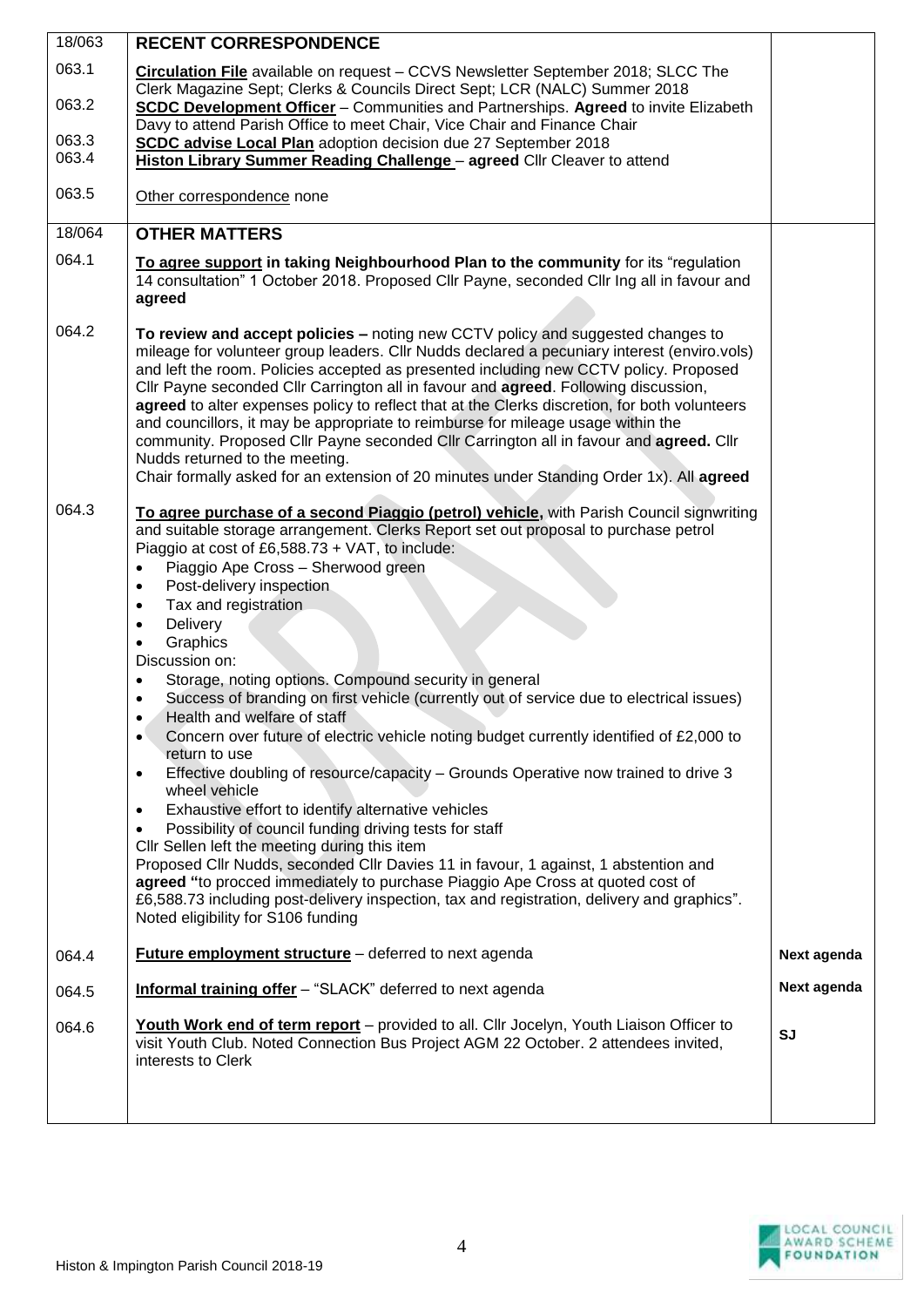| | | |
|---|---|---|
| 18/063 | **RECENT CORRESPONDENCE** | |
| 063.1 | **Circulation File** available on request – CCVS Newsletter September 2018; SLCC The Clerk Magazine Sept; Clerks & Councils Direct Sept; LCR (NALC) Summer 2018 | |
| 063.2 | **SCDC Development Officer** – Communities and Partnerships. **Agreed** to invite Elizabeth Davy to attend Parish Office to meet Chair, Vice Chair and Finance Chair | |
| 063.3 | **SCDC advise Local Plan** adoption decision due 27 September 2018 | |
| 063.4 | **Histon Library Summer Reading Challenge** – **agreed** Cllr Cleaver to attend | |
| 063.5 | Other correspondence none | |
| 18/064 | **OTHER MATTERS** | |
| 064.1 | **To agree support in taking Neighbourhood Plan to the community** for its "regulation 14 consultation" 1 October 2018. Proposed Cllr Payne, seconded Cllr Ing all in favour and **agreed** | |
| 064.2 | **To review and accept policies –** noting new CCTV policy and suggested changes to mileage for volunteer group leaders. Cllr Nudds declared a pecuniary interest (enviro.vols) and left the room. Policies accepted as presented including new CCTV policy. Proposed Cllr Payne seconded Cllr Carrington all in favour and **agreed**. Following discussion, **agreed** to alter expenses policy to reflect that at the Clerks discretion, for both volunteers and councillors, it may be appropriate to reimburse for mileage usage within the community. Proposed Cllr Payne seconded Cllr Carrington all in favour and **agreed.** Cllr Nudds returned to the meeting.<br>Chair formally asked for an extension of 20 minutes under Standing Order 1x). All **agreed** | |
| 064.3 | **To agree purchase of a second Piaggio (petrol) vehicle,** with Parish Council signwriting and suitable storage arrangement. Clerks Report set out proposal to purchase petrol Piaggio at cost of £6,588.73 + VAT, to include:<br>• Piaggio Ape Cross – Sherwood green<br>• Post-delivery inspection<br>• Tax and registration<br>• Delivery<br>• Graphics<br>Discussion on:<br>• Storage, noting options. Compound security in general<br>• Success of branding on first vehicle (currently out of service due to electrical issues)<br>• Health and welfare of staff<br>• Concern over future of electric vehicle noting budget currently identified of £2,000 to return to use<br>• Effective doubling of resource/capacity – Grounds Operative now trained to drive 3 wheel vehicle<br>• Exhaustive effort to identify alternative vehicles<br>• Possibility of council funding driving tests for staff<br>Cllr Sellen left the meeting during this item<br>Proposed Cllr Nudds, seconded Cllr Davies 11 in favour, 1 against, 1 abstention and **agreed** "to procced immediately to purchase Piaggio Ape Cross at quoted cost of £6,588.73 including post-delivery inspection, tax and registration, delivery and graphics". Noted eligibility for S106 funding | |
| 064.4 | **Future employment structure** – deferred to next agenda | **Next agenda** |
| 064.5 | **Informal training offer** – "SLACK" deferred to next agenda | **Next agenda** |
| 064.6 | **Youth Work end of term report** – provided to all. Cllr Jocelyn, Youth Liaison Officer to visit Youth Club. Noted Connection Bus Project AGM 22 October. 2 attendees invited, interests to Clerk | **SJ** |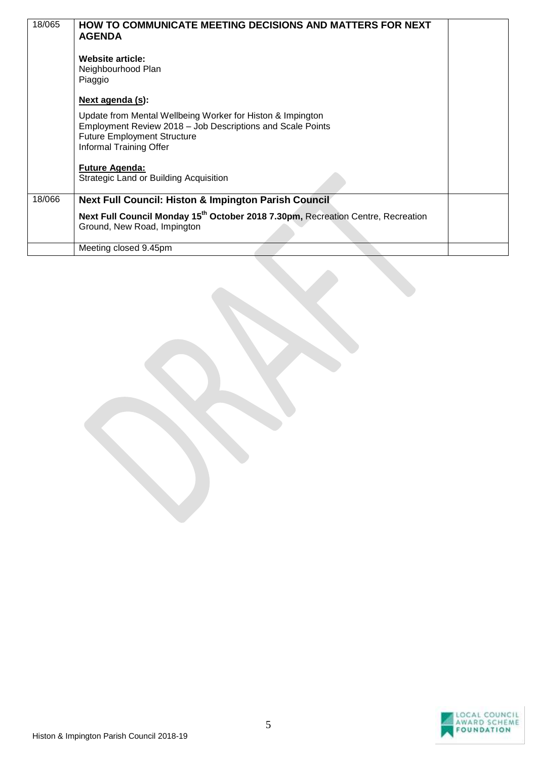| | | |
|---|---|---|
| 18/065 | **HOW TO COMMUNICATE MEETING DECISIONS AND MATTERS FOR NEXT AGENDA**<br><br>**Website article:**<br>Neighbourhood Plan<br>Piaggio<br><br>**Next agenda (s):**<br><br>Update from Mental Wellbeing Worker for Histon & Impington<br>Employment Review 2018 – Job Descriptions and Scale Points<br>Future Employment Structure<br>Informal Training Offer<br><br>**Future Agenda:**<br>Strategic Land or Building Acquisition | |
| 18/066 | **Next Full Council: Histon & Impington Parish Council**<br><br>**Next Full Council Monday 15th October 2018 7.30pm,** Recreation Centre, Recreation Ground, New Road, Impington | |
| | Meeting closed 9.45pm | |